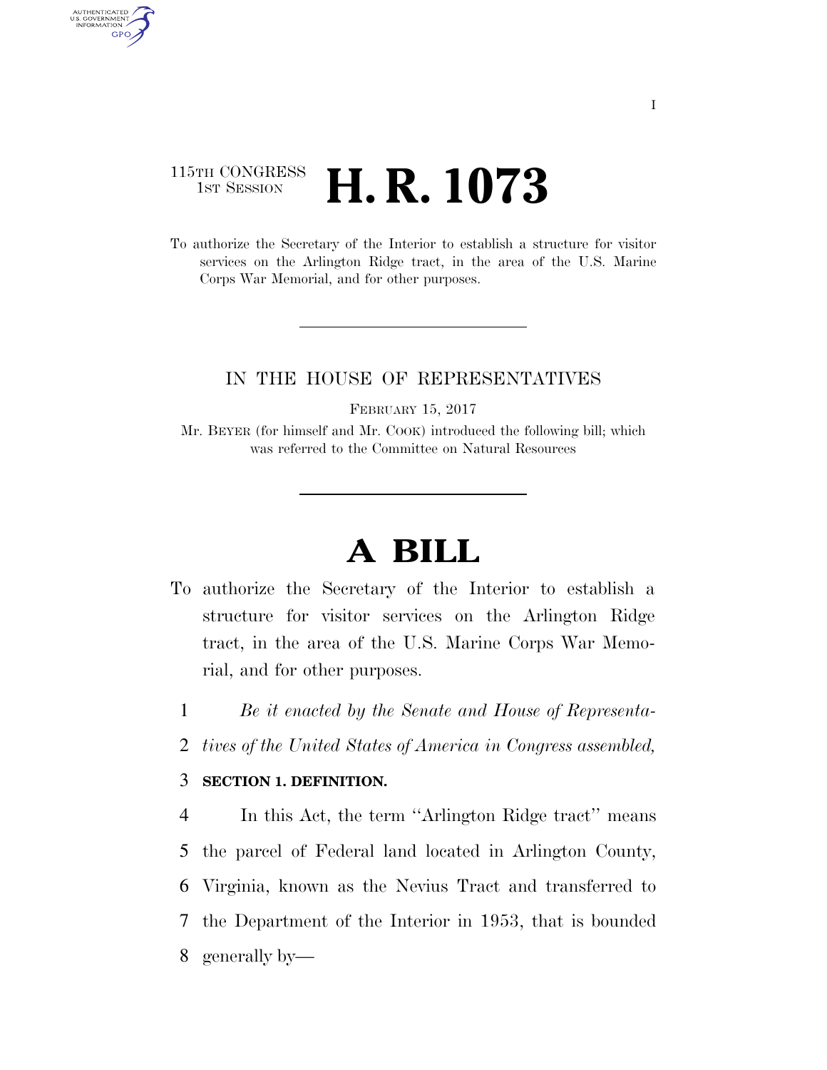115TH CONGRESS
1ST SESSION

# H. R. 1073

To authorize the Secretary of the Interior to establish a structure for visitor services on the Arlington Ridge tract, in the area of the U.S. Marine Corps War Memorial, and for other purposes.

---

IN THE HOUSE OF REPRESENTATIVES

FEBRUARY 15, 2017

Mr. BEYER (for himself and Mr. COOK) introduced the following bill; which was referred to the Committee on Natural Resources

---

# A BILL

To authorize the Secretary of the Interior to establish a structure for visitor services on the Arlington Ridge tract, in the area of the U.S. Marine Corps War Memorial, and for other purposes.

*Be it enacted by the Senate and House of Representatives of the United States of America in Congress assembled,*

**SECTION 1. DEFINITION.**

In this Act, the term "Arlington Ridge tract" means the parcel of Federal land located in Arlington County, Virginia, known as the Nevius Tract and transferred to the Department of the Interior in 1953, that is bounded generally by—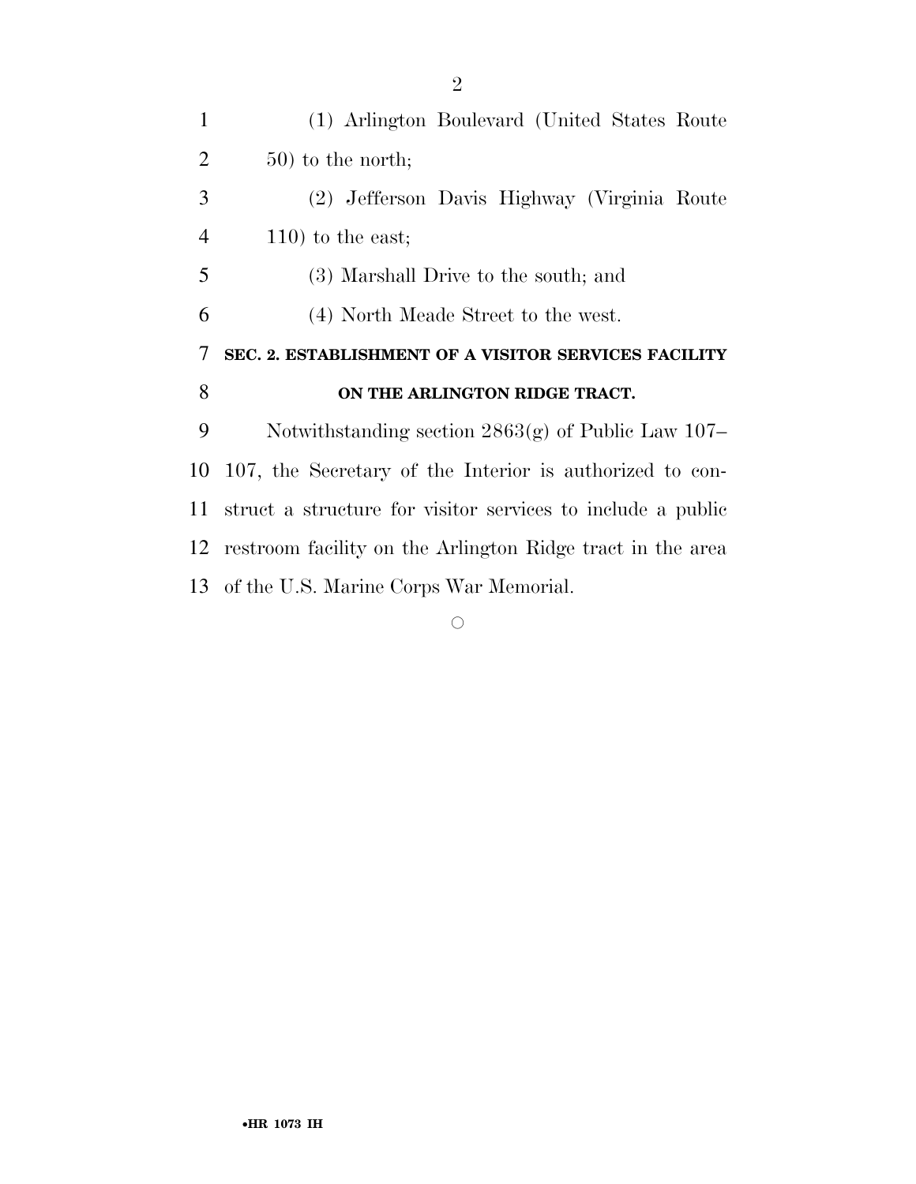(1) Arlington Boulevard (United States Route 50) to the north;

(2) Jefferson Davis Highway (Virginia Route 110) to the east;

(3) Marshall Drive to the south; and

(4) North Meade Street to the west.

## SEC. 2. ESTABLISHMENT OF A VISITOR SERVICES FACILITY ON THE ARLINGTON RIDGE TRACT.

Notwithstanding section 2863(g) of Public Law 107–107, the Secretary of the Interior is authorized to construct a structure for visitor services to include a public restroom facility on the Arlington Ridge tract in the area of the U.S. Marine Corps War Memorial.

○